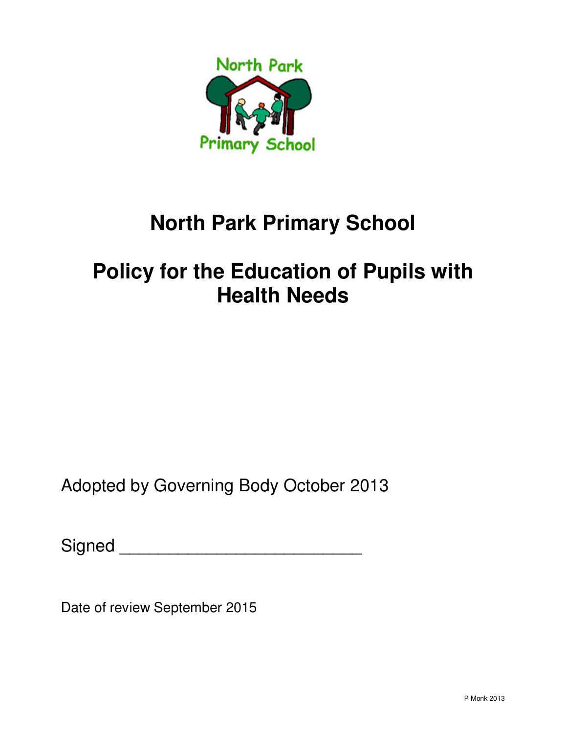# North Park Primary School

# Policy for the Education of Pupils with Health Needs

Adopted by Governing Body October 2013

Signed ___________________________

Date of review September 2015

P Monk 2013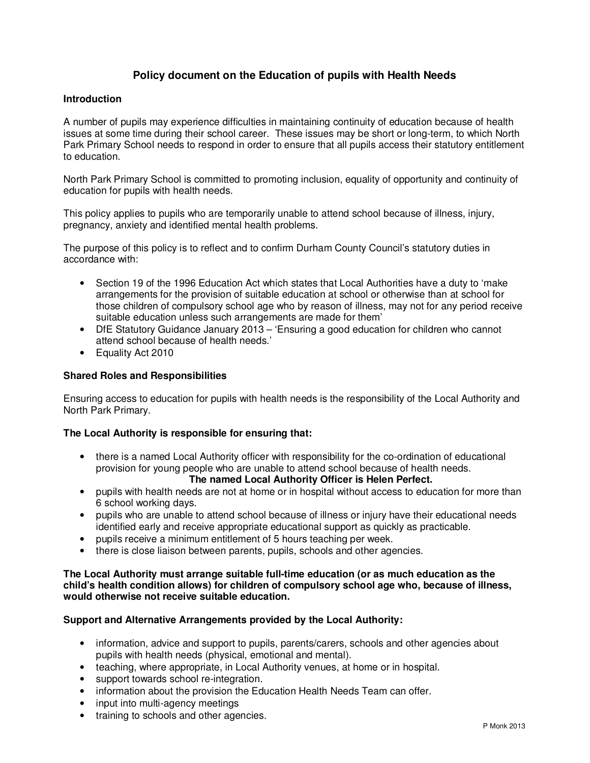# Policy document on the Education of pupils with Health Needs

## Introduction

A number of pupils may experience difficulties in maintaining continuity of education because of health issues at some time during their school career. These issues may be short or long-term, to which North Park Primary School needs to respond in order to ensure that all pupils access their statutory entitlement to education.

North Park Primary School is committed to promoting inclusion, equality of opportunity and continuity of education for pupils with health needs.

This policy applies to pupils who are temporarily unable to attend school because of illness, injury, pregnancy, anxiety and identified mental health problems.

The purpose of this policy is to reflect and to confirm Durham County Council's statutory duties in accordance with:

- Section 19 of the 1996 Education Act which states that Local Authorities have a duty to 'make arrangements for the provision of suitable education at school or otherwise than at school for those children of compulsory school age who by reason of illness, may not for any period receive suitable education unless such arrangements are made for them'
- DfE Statutory Guidance January 2013 – 'Ensuring a good education for children who cannot attend school because of health needs.'
- Equality Act 2010

## Shared Roles and Responsibilities

Ensuring access to education for pupils with health needs is the responsibility of the Local Authority and North Park Primary.

### The Local Authority is responsible for ensuring that:

- there is a named Local Authority officer with responsibility for the co-ordination of educational provision for young people who are unable to attend school because of health needs.
  **The named Local Authority Officer is Helen Perfect.**
- pupils with health needs are not at home or in hospital without access to education for more than 6 school working days.
- pupils who are unable to attend school because of illness or injury have their educational needs identified early and receive appropriate educational support as quickly as practicable.
- pupils receive a minimum entitlement of 5 hours teaching per week.
- there is close liaison between parents, pupils, schools and other agencies.

**The Local Authority must arrange suitable full-time education (or as much education as the child's health condition allows) for children of compulsory school age who, because of illness, would otherwise not receive suitable education.**

### Support and Alternative Arrangements provided by the Local Authority:

- information, advice and support to pupils, parents/carers, schools and other agencies about pupils with health needs (physical, emotional and mental).
- teaching, where appropriate, in Local Authority venues, at home or in hospital.
- support towards school re-integration.
- information about the provision the Education Health Needs Team can offer.
- input into multi-agency meetings
- training to schools and other agencies.

P Monk 2013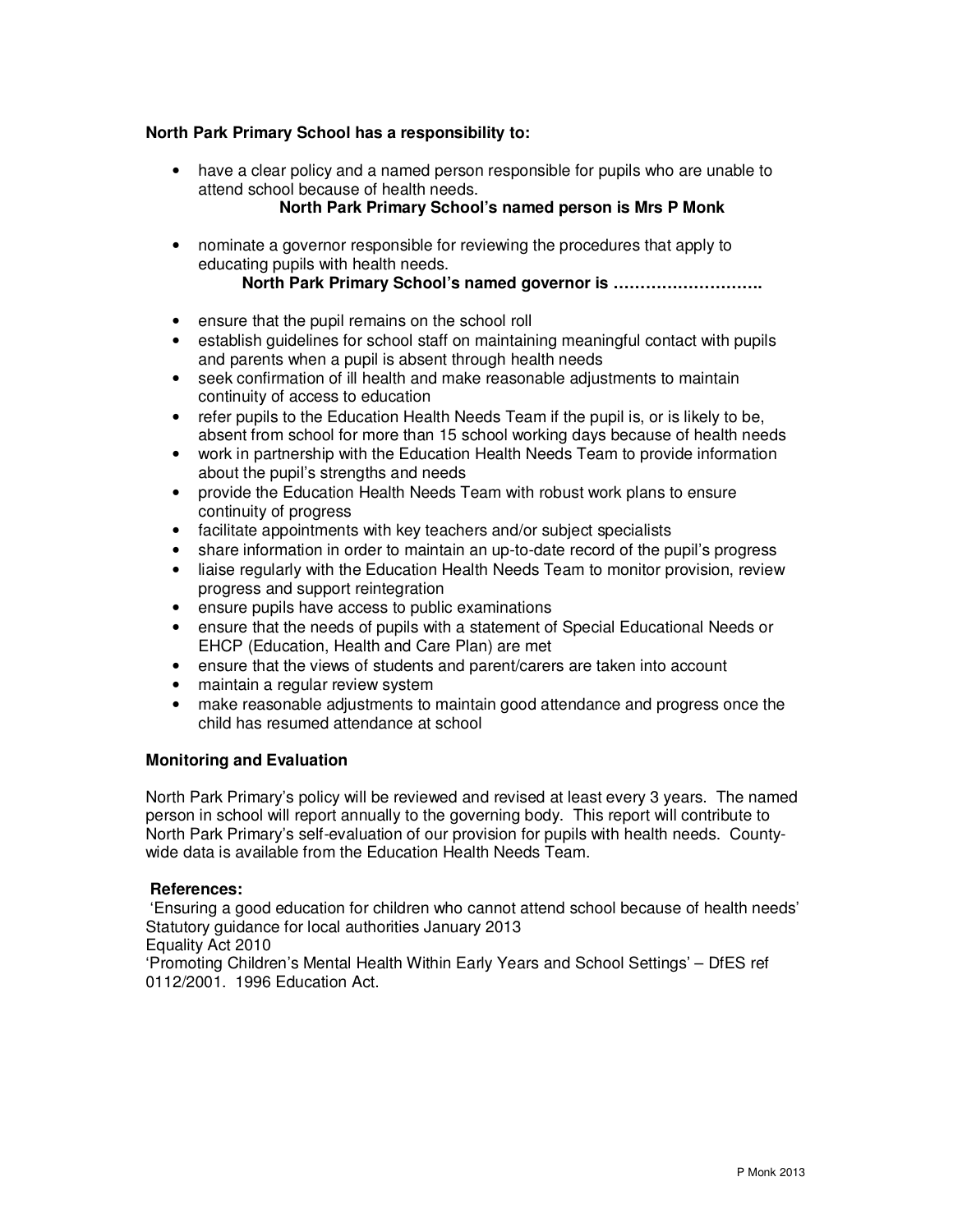**North Park Primary School has a responsibility to:**

- have a clear policy and a named person responsible for pupils who are unable to attend school because of health needs.

  **North Park Primary School's named person is Mrs P Monk**

- nominate a governor responsible for reviewing the procedures that apply to educating pupils with health needs.

  **North Park Primary School's named governor is ……………………….**

- ensure that the pupil remains on the school roll
- establish guidelines for school staff on maintaining meaningful contact with pupils and parents when a pupil is absent through health needs
- seek confirmation of ill health and make reasonable adjustments to maintain continuity of access to education
- refer pupils to the Education Health Needs Team if the pupil is, or is likely to be, absent from school for more than 15 school working days because of health needs
- work in partnership with the Education Health Needs Team to provide information about the pupil's strengths and needs
- provide the Education Health Needs Team with robust work plans to ensure continuity of progress
- facilitate appointments with key teachers and/or subject specialists
- share information in order to maintain an up-to-date record of the pupil's progress
- liaise regularly with the Education Health Needs Team to monitor provision, review progress and support reintegration
- ensure pupils have access to public examinations
- ensure that the needs of pupils with a statement of Special Educational Needs or EHCP (Education, Health and Care Plan) are met
- ensure that the views of students and parent/carers are taken into account
- maintain a regular review system
- make reasonable adjustments to maintain good attendance and progress once the child has resumed attendance at school

**Monitoring and Evaluation**

North Park Primary's policy will be reviewed and revised at least every 3 years. The named person in school will report annually to the governing body. This report will contribute to North Park Primary's self-evaluation of our provision for pupils with health needs. County-wide data is available from the Education Health Needs Team.

**References:**

'Ensuring a good education for children who cannot attend school because of health needs' Statutory guidance for local authorities January 2013
Equality Act 2010
'Promoting Children's Mental Health Within Early Years and School Settings' – DfES ref 0112/2001. 1996 Education Act.